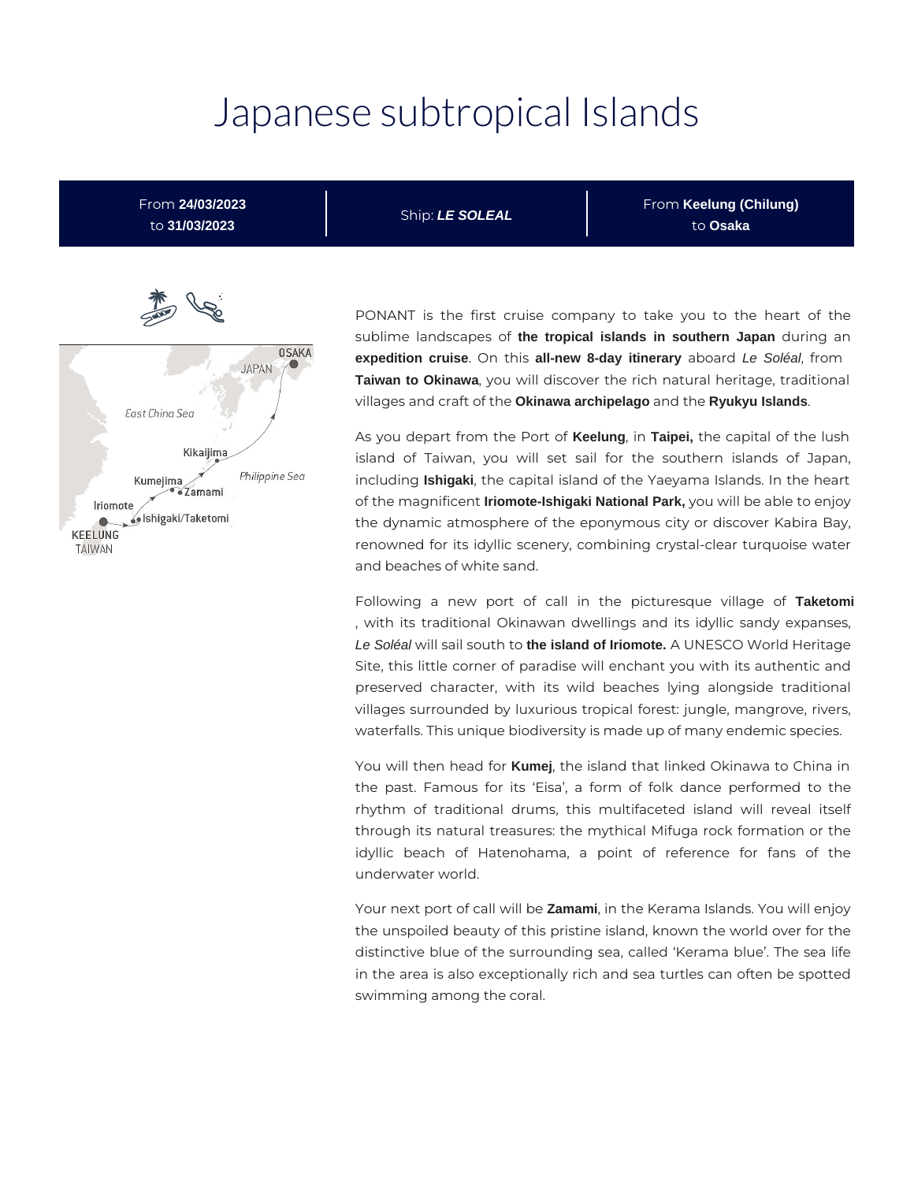# Japanese subtropical Islands

| From **24/03/2023** to **31/03/2023** | Ship: ***LE SOLEAL*** | From **Keelung (Chilung)** to **Osaka** |
|---|---|---|

PONANT is the first cruise company to take you to the heart of the sublime landscapes of **the tropical islands in southern Japan** during an **expedition cruise**. On this **all-new 8-day itinerary** aboard *Le Soléal*, from **Taiwan to Okinawa**, you will discover the rich natural heritage, traditional villages and craft of the **Okinawa archipelago** and the **Ryukyu Islands**.

As you depart from the Port of **Keelung**, in **Taipei,** the capital of the lush island of Taiwan, you will set sail for the southern islands of Japan, including **Ishigaki**, the capital island of the Yaeyama Islands. In the heart of the magnificent **Iriomote-Ishigaki National Park,** you will be able to enjoy the dynamic atmosphere of the eponymous city or discover Kabira Bay, renowned for its idyllic scenery, combining crystal-clear turquoise water and beaches of white sand.

Following a new port of call in the picturesque village of **Taketomi** , with its traditional Okinawan dwellings and its idyllic sandy expanses, *Le Soléal* will sail south to **the island of Iriomote.** A UNESCO World Heritage Site, this little corner of paradise will enchant you with its authentic and preserved character, with its wild beaches lying alongside traditional villages surrounded by luxurious tropical forest: jungle, mangrove, rivers, waterfalls. This unique biodiversity is made up of many endemic species.

You will then head for **Kumej**, the island that linked Okinawa to China in the past. Famous for its 'Eisa', a form of folk dance performed to the rhythm of traditional drums, this multifaceted island will reveal itself through its natural treasures: the mythical Mifuga rock formation or the idyllic beach of Hatenohama, a point of reference for fans of the underwater world.

Your next port of call will be **Zamami**, in the Kerama Islands. You will enjoy the unspoiled beauty of this pristine island, known the world over for the distinctive blue of the surrounding sea, called 'Kerama blue'. The sea life in the area is also exceptionally rich and sea turtles can often be spotted swimming among the coral.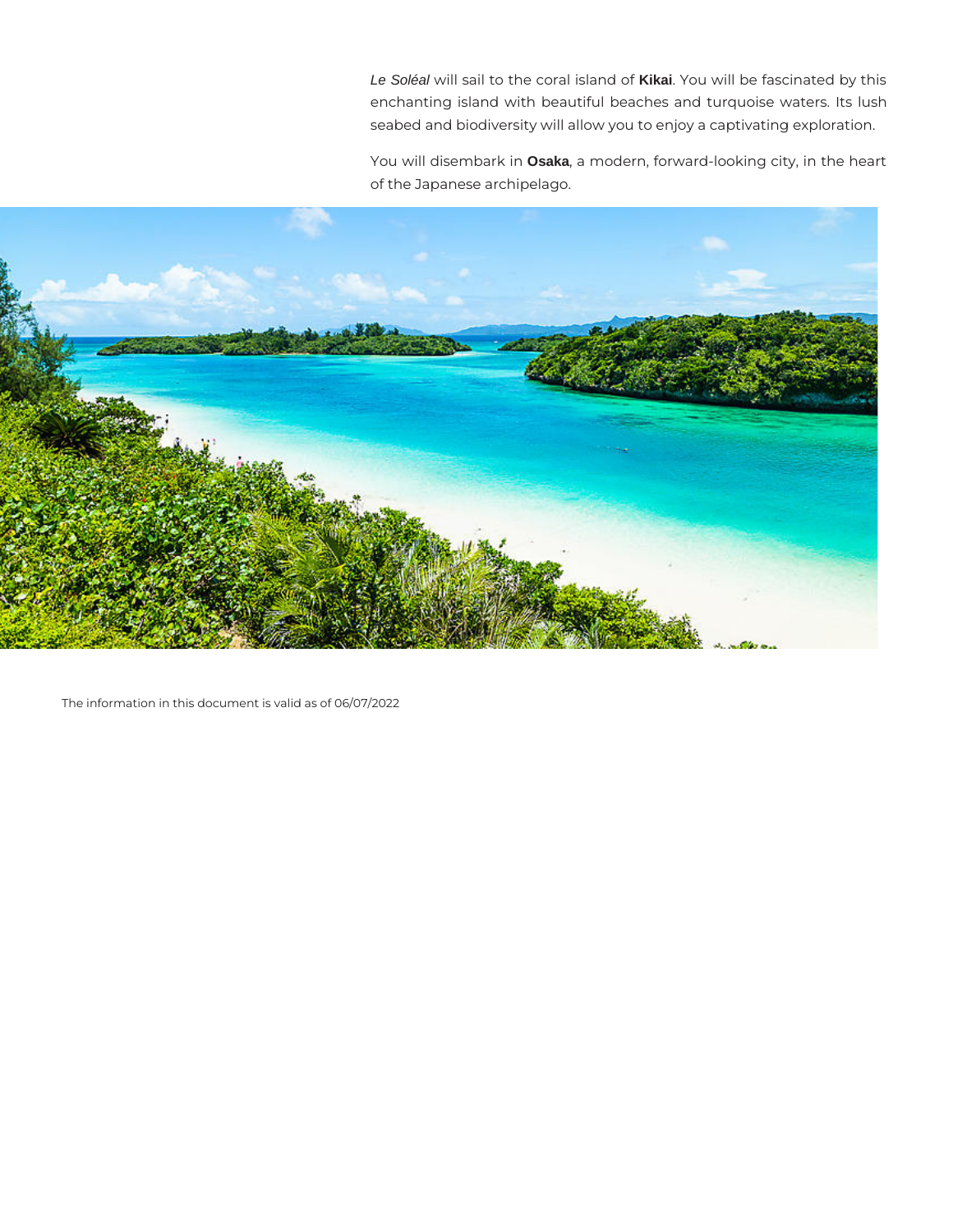*Le Soléal* will sail to the coral island of **Kikai**. You will be fascinated by this enchanting island with beautiful beaches and turquoise waters. Its lush seabed and biodiversity will allow you to enjoy a captivating exploration.

You will disembark in **Osaka**, a modern, forward-looking city, in the heart of the Japanese archipelago.

The information in this document is valid as of 06/07/2022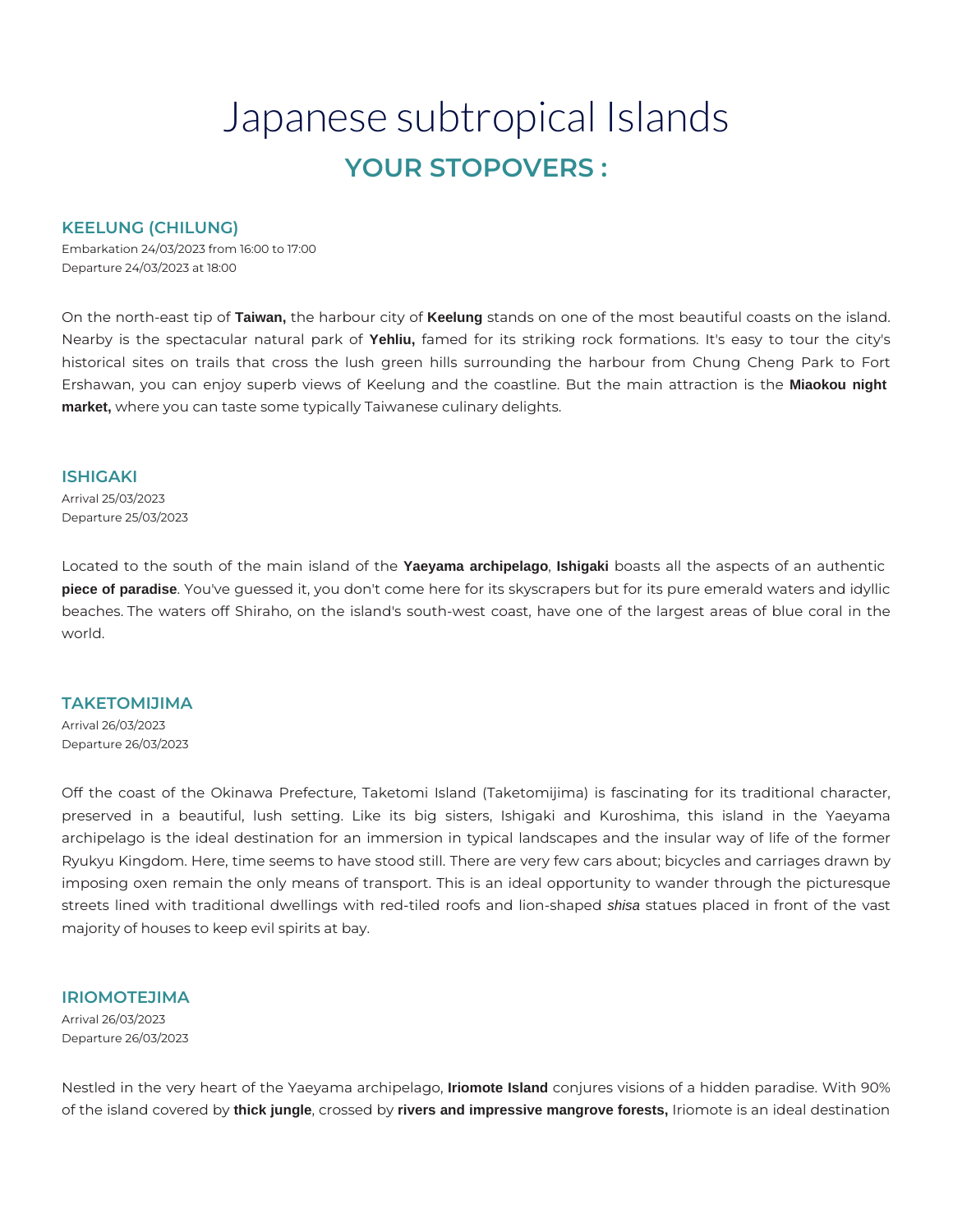# Japanese subtropical Islands

## YOUR STOPOVERS :

### KEELUNG (CHILUNG)

Embarkation 24/03/2023 from 16:00 to 17:00
Departure 24/03/2023 at 18:00

On the north-east tip of **Taiwan,** the harbour city of **Keelung** stands on one of the most beautiful coasts on the island. Nearby is the spectacular natural park of **Yehliu,** famed for its striking rock formations. It's easy to tour the city's historical sites on trails that cross the lush green hills surrounding the harbour from Chung Cheng Park to Fort Ershawan, you can enjoy superb views of Keelung and the coastline. But the main attraction is the **Miaokou night market,** where you can taste some typically Taiwanese culinary delights.

### ISHIGAKI

Arrival 25/03/2023
Departure 25/03/2023

Located to the south of the main island of the **Yaeyama archipelago**, **Ishigaki** boasts all the aspects of an authentic **piece of paradise**. You've guessed it, you don't come here for its skyscrapers but for its pure emerald waters and idyllic beaches. The waters off Shiraho, on the island's south-west coast, have one of the largest areas of blue coral in the world.

### TAKETOMIJIMA

Arrival 26/03/2023
Departure 26/03/2023

Off the coast of the Okinawa Prefecture, Taketomi Island (Taketomijima) is fascinating for its traditional character, preserved in a beautiful, lush setting. Like its big sisters, Ishigaki and Kuroshima, this island in the Yaeyama archipelago is the ideal destination for an immersion in typical landscapes and the insular way of life of the former Ryukyu Kingdom. Here, time seems to have stood still. There are very few cars about; bicycles and carriages drawn by imposing oxen remain the only means of transport. This is an ideal opportunity to wander through the picturesque streets lined with traditional dwellings with red-tiled roofs and lion-shaped *shisa* statues placed in front of the vast majority of houses to keep evil spirits at bay.

### IRIOMOTEJIMA

Arrival 26/03/2023
Departure 26/03/2023

Nestled in the very heart of the Yaeyama archipelago, **Iriomote Island** conjures visions of a hidden paradise. With 90% of the island covered by **thick jungle**, crossed by **rivers and impressive mangrove forests,** Iriomote is an ideal destination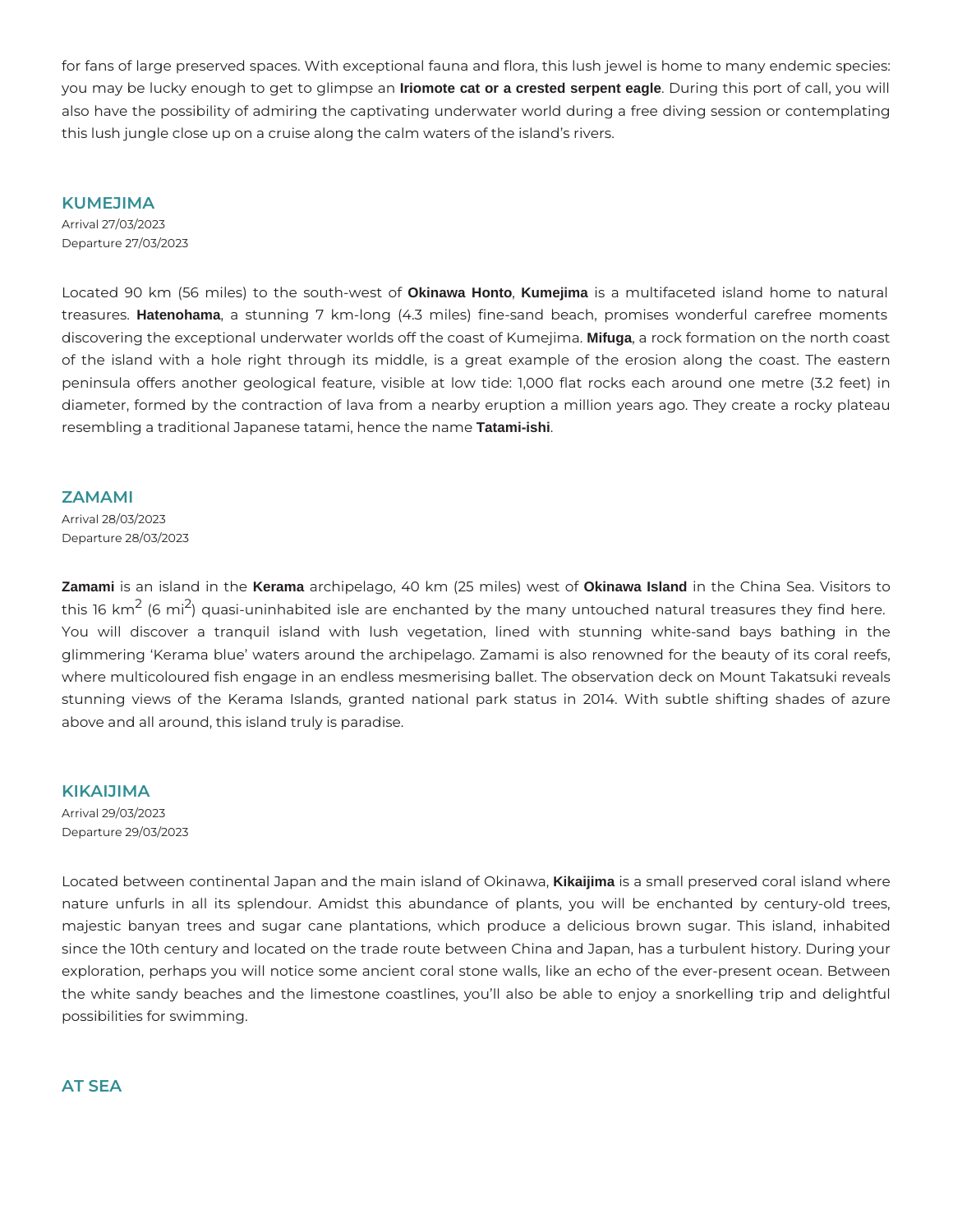for fans of large preserved spaces. With exceptional fauna and flora, this lush jewel is home to many endemic species: you may be lucky enough to get to glimpse an **Iriomote cat or a crested serpent eagle**. During this port of call, you will also have the possibility of admiring the captivating underwater world during a free diving session or contemplating this lush jungle close up on a cruise along the calm waters of the island's rivers.

## KUMEJIMA

Arrival 27/03/2023
Departure 27/03/2023

Located 90 km (56 miles) to the south-west of **Okinawa Honto**, **Kumejima** is a multifaceted island home to natural treasures. **Hatenohama**, a stunning 7 km-long (4.3 miles) fine-sand beach, promises wonderful carefree moments discovering the exceptional underwater worlds off the coast of Kumejima. **Mifuga**, a rock formation on the north coast of the island with a hole right through its middle, is a great example of the erosion along the coast. The eastern peninsula offers another geological feature, visible at low tide: 1,000 flat rocks each around one metre (3.2 feet) in diameter, formed by the contraction of lava from a nearby eruption a million years ago. They create a rocky plateau resembling a traditional Japanese tatami, hence the name **Tatami-ishi**.

## ZAMAMI

Arrival 28/03/2023
Departure 28/03/2023

**Zamami** is an island in the **Kerama** archipelago, 40 km (25 miles) west of **Okinawa Island** in the China Sea. Visitors to this 16 $km^2$ (6 $mi^2$) quasi-uninhabited isle are enchanted by the many untouched natural treasures they find here. You will discover a tranquil island with lush vegetation, lined with stunning white-sand bays bathing in the glimmering 'Kerama blue' waters around the archipelago. Zamami is also renowned for the beauty of its coral reefs, where multicoloured fish engage in an endless mesmerising ballet. The observation deck on Mount Takatsuki reveals stunning views of the Kerama Islands, granted national park status in 2014. With subtle shifting shades of azure above and all around, this island truly is paradise.

## KIKAIJIMA

Arrival 29/03/2023
Departure 29/03/2023

Located between continental Japan and the main island of Okinawa, **Kikaijima** is a small preserved coral island where nature unfurls in all its splendour. Amidst this abundance of plants, you will be enchanted by century-old trees, majestic banyan trees and sugar cane plantations, which produce a delicious brown sugar. This island, inhabited since the 10th century and located on the trade route between China and Japan, has a turbulent history. During your exploration, perhaps you will notice some ancient coral stone walls, like an echo of the ever-present ocean. Between the white sandy beaches and the limestone coastlines, you'll also be able to enjoy a snorkelling trip and delightful possibilities for swimming.

## AT SEA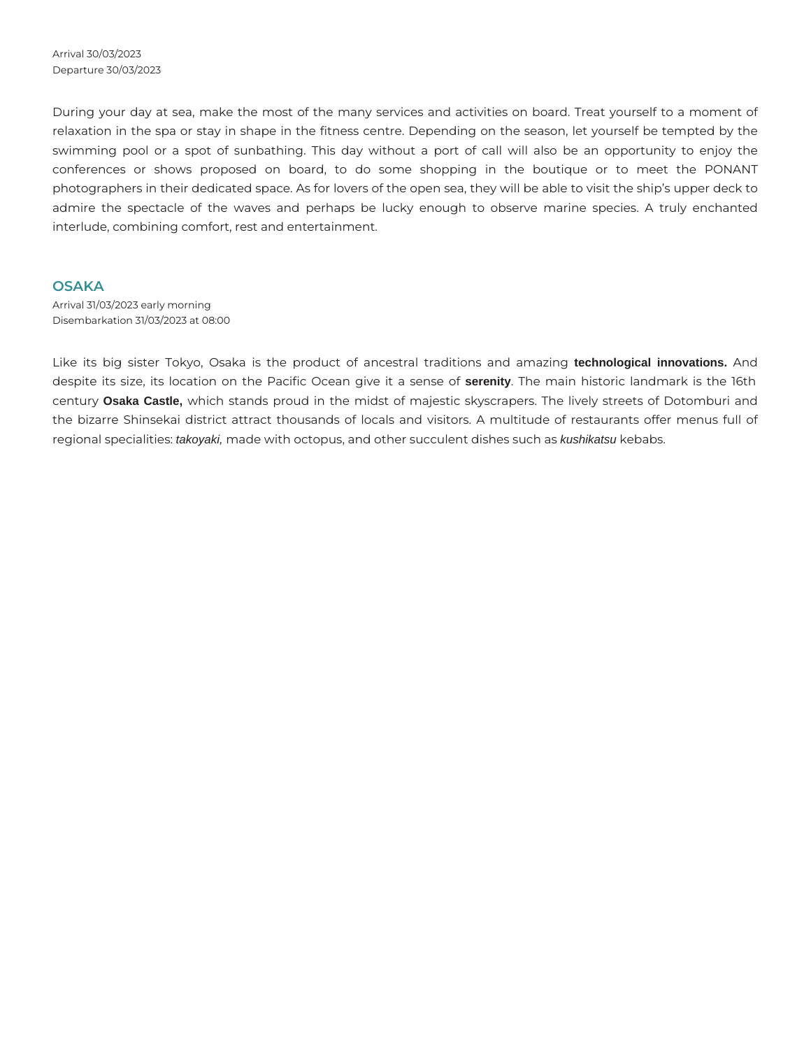Arrival 30/03/2023
Departure 30/03/2023

During your day at sea, make the most of the many services and activities on board. Treat yourself to a moment of relaxation in the spa or stay in shape in the fitness centre. Depending on the season, let yourself be tempted by the swimming pool or a spot of sunbathing. This day without a port of call will also be an opportunity to enjoy the conferences or shows proposed on board, to do some shopping in the boutique or to meet the PONANT photographers in their dedicated space. As for lovers of the open sea, they will be able to visit the ship's upper deck to admire the spectacle of the waves and perhaps be lucky enough to observe marine species. A truly enchanted interlude, combining comfort, rest and entertainment.

## OSAKA

Arrival 31/03/2023 early morning
Disembarkation 31/03/2023 at 08:00

Like its big sister Tokyo, Osaka is the product of ancestral traditions and amazing **technological innovations.** And despite its size, its location on the Pacific Ocean give it a sense of **serenity**. The main historic landmark is the 16th century **Osaka Castle,** which stands proud in the midst of majestic skyscrapers. The lively streets of Dotomburi and the bizarre Shinsekai district attract thousands of locals and visitors. A multitude of restaurants offer menus full of regional specialities: *takoyaki,* made with octopus, and other succulent dishes such as *kushikatsu* kebabs.